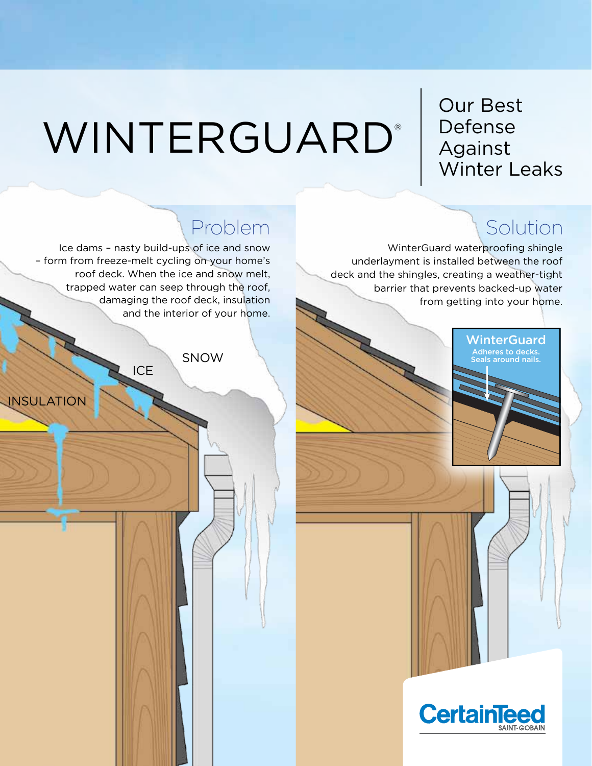# WINTERGUARD®

Our Best Defense Against Winter Leaks

## Problem

Ice dams – nasty build-ups of ice and snow – form from freeze-melt cycling on your home's roof deck. When the ice and snow melt, trapped water can seep through the roof, damaging the roof deck, insulation and the interior of your home.

SNOW

ICE

INSULATION

## Solution

WinterGuard waterproofing shingle underlayment is installed between the roof deck and the shingles, creating a weather-tight barrier that prevents backed-up water from getting into your home.

**WinterGuard**
Adheres to decks.
Seals around nails.

CertainTeed
SAINT-GOBAIN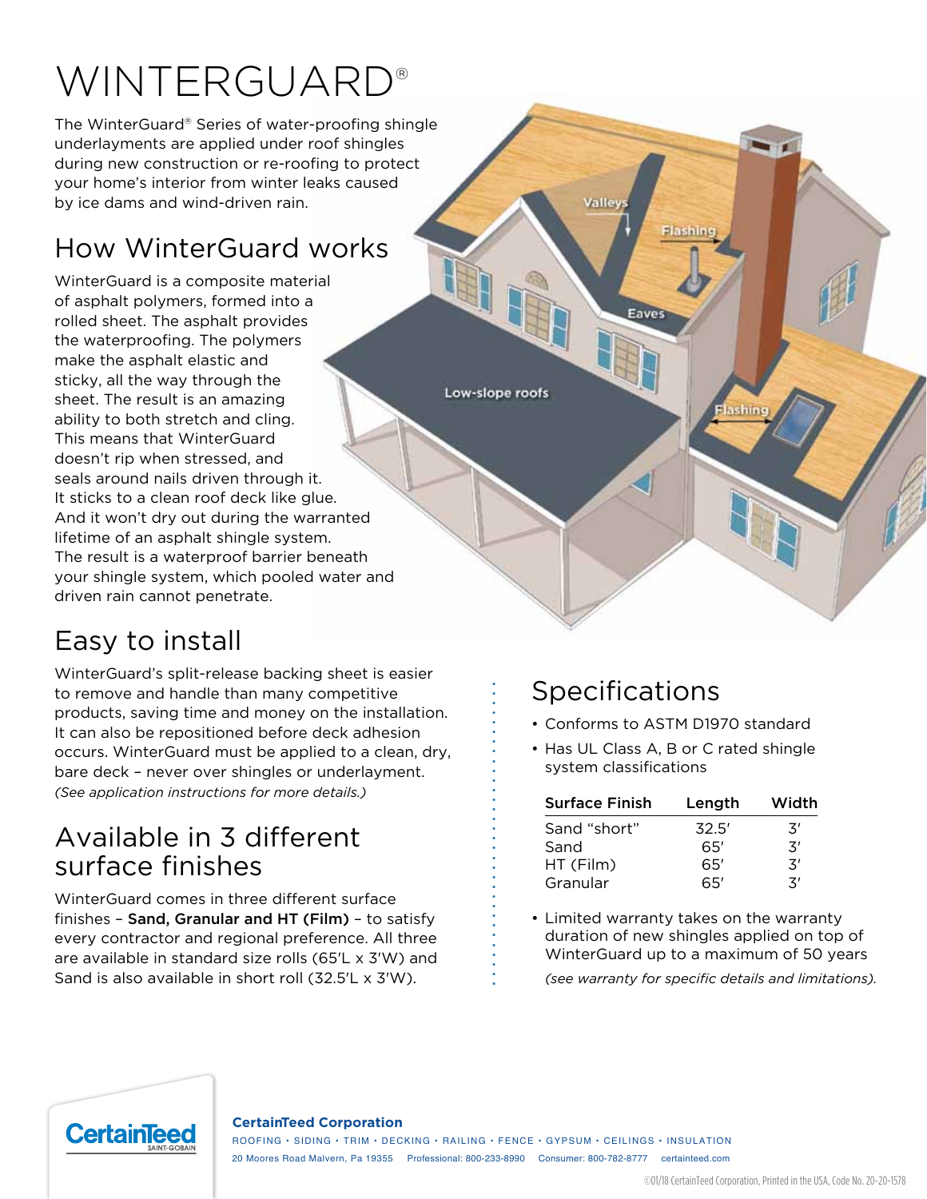# WINTERGUARD®

The WinterGuard® Series of water-proofing shingle underlayments are applied under roof shingles during new construction or re-roofing to protect your home's interior from winter leaks caused by ice dams and wind-driven rain.

Valleys

Flashing

Eaves

Low-slope roofs

Flashing

## How WinterGuard works

WinterGuard is a composite material of asphalt polymers, formed into a rolled sheet. The asphalt provides the waterproofing. The polymers make the asphalt elastic and sticky, all the way through the sheet. The result is an amazing ability to both stretch and cling. This means that WinterGuard doesn't rip when stressed, and seals around nails driven through it. It sticks to a clean roof deck like glue. And it won't dry out during the warranted lifetime of an asphalt shingle system. The result is a waterproof barrier beneath your shingle system, which pooled water and driven rain cannot penetrate.

## Easy to install

WinterGuard's split-release backing sheet is easier to remove and handle than many competitive products, saving time and money on the installation. It can also be repositioned before deck adhesion occurs. WinterGuard must be applied to a clean, dry, bare deck – never over shingles or underlayment. *(See application instructions for more details.)*

## Available in 3 different surface finishes

WinterGuard comes in three different surface finishes – **Sand, Granular and HT (Film)** – to satisfy every contractor and regional preference. All three are available in standard size rolls (65′L x 3′W) and Sand is also available in short roll (32.5′L x 3′W).

## Specifications

- Conforms to ASTM D1970 standard
- Has UL Class A, B or C rated shingle system classifications

| Surface Finish | Length | Width |
|---|---|---|
| Sand "short" | 32.5′ | 3′ |
| Sand | 65′ | 3′ |
| HT (Film) | 65′ | 3′ |
| Granular | 65′ | 3′ |

- Limited warranty takes on the warranty duration of new shingles applied on top of WinterGuard up to a maximum of 50 years

*(see warranty for specific details and limitations).*

CertainTeed SAINT-GOBAIN

**CertainTeed Corporation**

ROOFING • SIDING • TRIM • DECKING • RAILING • FENCE • GYPSUM • CEILINGS • INSULATION

20 Moores Road Malvern, Pa 19355 Professional: 800-233-8990 Consumer: 800-782-8777 certainteed.com

©01/18 CertainTeed Corporation, Printed in the USA, Code No. 20-20-1578